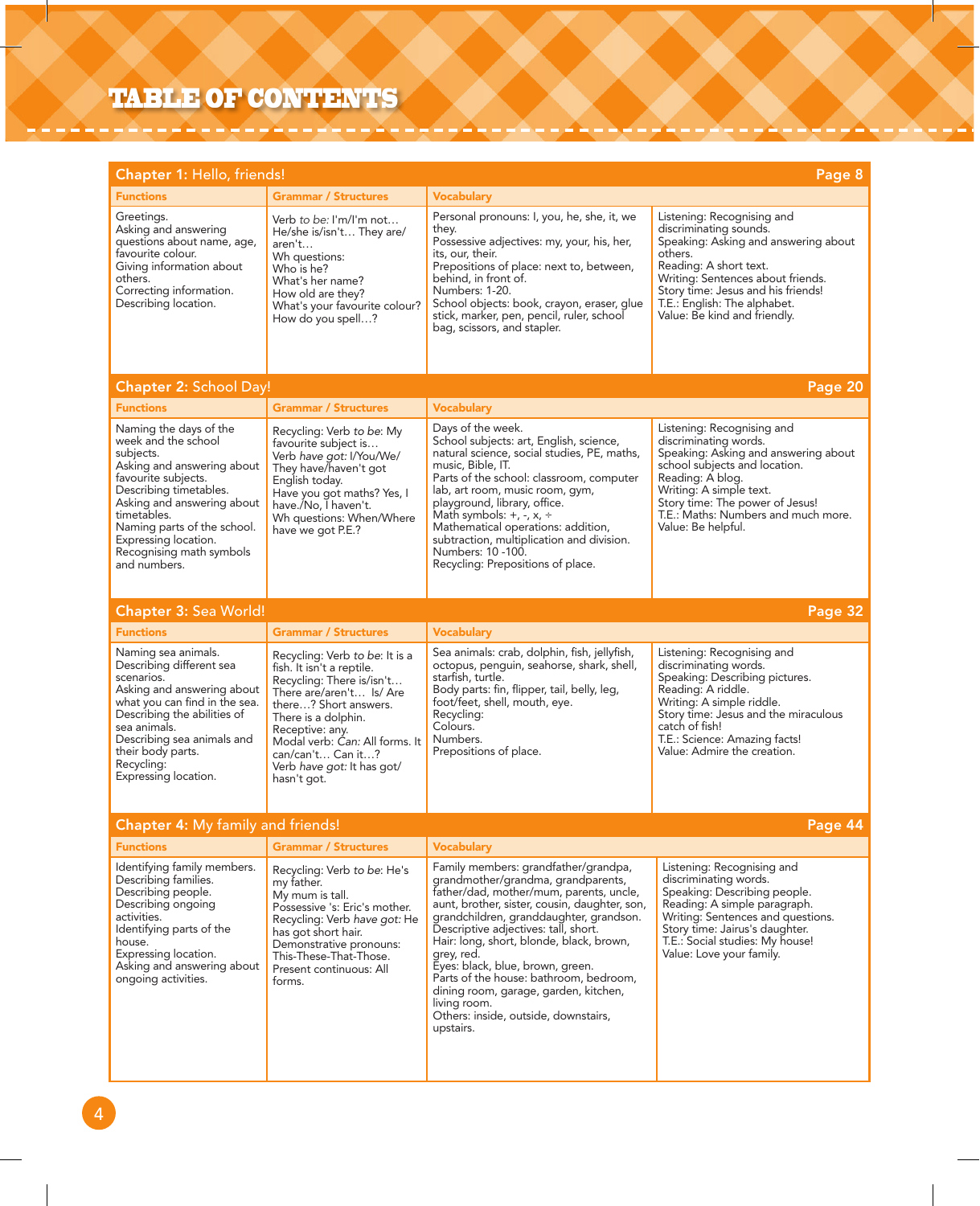# TABLE OF CONTENTS

## Chapter 1: Hello, friends! — Page 8

| Functions | Grammar / Structures | Vocabulary | |
|---|---|---|---|
| Greetings.<br>Asking and answering questions about name, age, favourite colour.<br>Giving information about others.<br>Correcting information.<br>Describing location. | Verb *to be:* I'm/I'm not…<br>He/she is/isn't… They are/ aren't…<br>Wh questions:<br>Who is he?<br>What's her name?<br>How old are they?<br>What's your favourite colour?<br>How do you spell…? | Personal pronouns: I, you, he, she, it, we they.<br>Possessive adjectives: my, your, his, her, its, our, their.<br>Prepositions of place: next to, between, behind, in front of.<br>Numbers: 1-20.<br>School objects: book, crayon, eraser, glue stick, marker, pen, pencil, ruler, school bag, scissors, and stapler. | Listening: Recognising and discriminating sounds.<br>Speaking: Asking and answering about others.<br>Reading: A short text.<br>Writing: Sentences about friends.<br>Story time: Jesus and his friends!<br>T.E.: English: The alphabet.<br>Value: Be kind and friendly. |

## Chapter 2: School Day! — Page 20

| Functions | Grammar / Structures | Vocabulary | |
|---|---|---|---|
| Naming the days of the week and the school subjects.<br>Asking and answering about favourite subjects.<br>Describing timetables.<br>Asking and answering about timetables.<br>Naming parts of the school.<br>Expressing location.<br>Recognising math symbols and numbers. | Recycling: Verb *to be*: My favourite subject is…<br>Verb *have got:* I/You/We/ They have/haven't got English today.<br>Have you got maths? Yes, I have./No, I haven't.<br>Wh questions: When/Where have we got P.E.? | Days of the week.<br>School subjects: art, English, science, natural science, social studies, PE, maths, music, Bible, IT.<br>Parts of the school: classroom, computer lab, art room, music room, gym, playground, library, office.<br>Math symbols: +, -, x, ÷<br>Mathematical operations: addition, subtraction, multiplication and division.<br>Numbers: 10 -100.<br>Recycling: Prepositions of place. | Listening: Recognising and discriminating words.<br>Speaking: Asking and answering about school subjects and location.<br>Reading: A blog.<br>Writing: A simple text.<br>Story time: The power of Jesus!<br>T.E.: Maths: Numbers and much more.<br>Value: Be helpful. |

## Chapter 3: Sea World! — Page 32

| Functions | Grammar / Structures | Vocabulary | |
|---|---|---|---|
| Naming sea animals.<br>Describing different sea scenarios.<br>Asking and answering about what you can find in the sea.<br>Describing the abilities of sea animals.<br>Describing sea animals and their body parts.<br>Recycling:<br>Expressing location. | Recycling: Verb *to be*: It is a fish. It isn't a reptile.<br>Recycling: There is/isn't… There are/aren't… Is/ Are there…? Short answers.<br>There is a dolphin.<br>Receptive: any.<br>Modal verb: *Can:* All forms. It can/can't… Can it…?<br>Verb *have got:* It has got/ hasn't got. | Sea animals: crab, dolphin, fish, jellyfish, octopus, penguin, seahorse, shark, shell, starfish, turtle.<br>Body parts: fin, flipper, tail, belly, leg, foot/feet, shell, mouth, eye.<br>Recycling:<br>Colours.<br>Numbers.<br>Prepositions of place. | Listening: Recognising and discriminating words.<br>Speaking: Describing pictures.<br>Reading: A riddle.<br>Writing: A simple riddle.<br>Story time: Jesus and the miraculous catch of fish!<br>T.E.: Science: Amazing facts!<br>Value: Admire the creation. |

## Chapter 4: My family and friends! — Page 44

| Functions | Grammar / Structures | Vocabulary | |
|---|---|---|---|
| Identifying family members.<br>Describing families.<br>Describing people.<br>Describing ongoing activities.<br>Identifying parts of the house.<br>Expressing location.<br>Asking and answering about ongoing activities. | Recycling: Verb *to be*: He's my father.<br>My mum is tall.<br>Possessive 's: Eric's mother.<br>Recycling: Verb *have got:* He has got short hair.<br>Demonstrative pronouns: This-These-That-Those.<br>Present continuous: All forms. | Family members: grandfather/grandpa, grandmother/grandma, grandparents, father/dad, mother/mum, parents, uncle, aunt, brother, sister, cousin, daughter, son, grandchildren, granddaughter, grandson.<br>Descriptive adjectives: tall, short.<br>Hair: long, short, blonde, black, brown, grey, red.<br>Eyes: black, blue, brown, green.<br>Parts of the house: bathroom, bedroom, dining room, garage, garden, kitchen, living room.<br>Others: inside, outside, downstairs, upstairs. | Listening: Recognising and discriminating words.<br>Speaking: Describing people.<br>Reading: A simple paragraph.<br>Writing: Sentences and questions.<br>Story time: Jairus's daughter.<br>T.E.: Social studies: My house!<br>Value: Love your family. |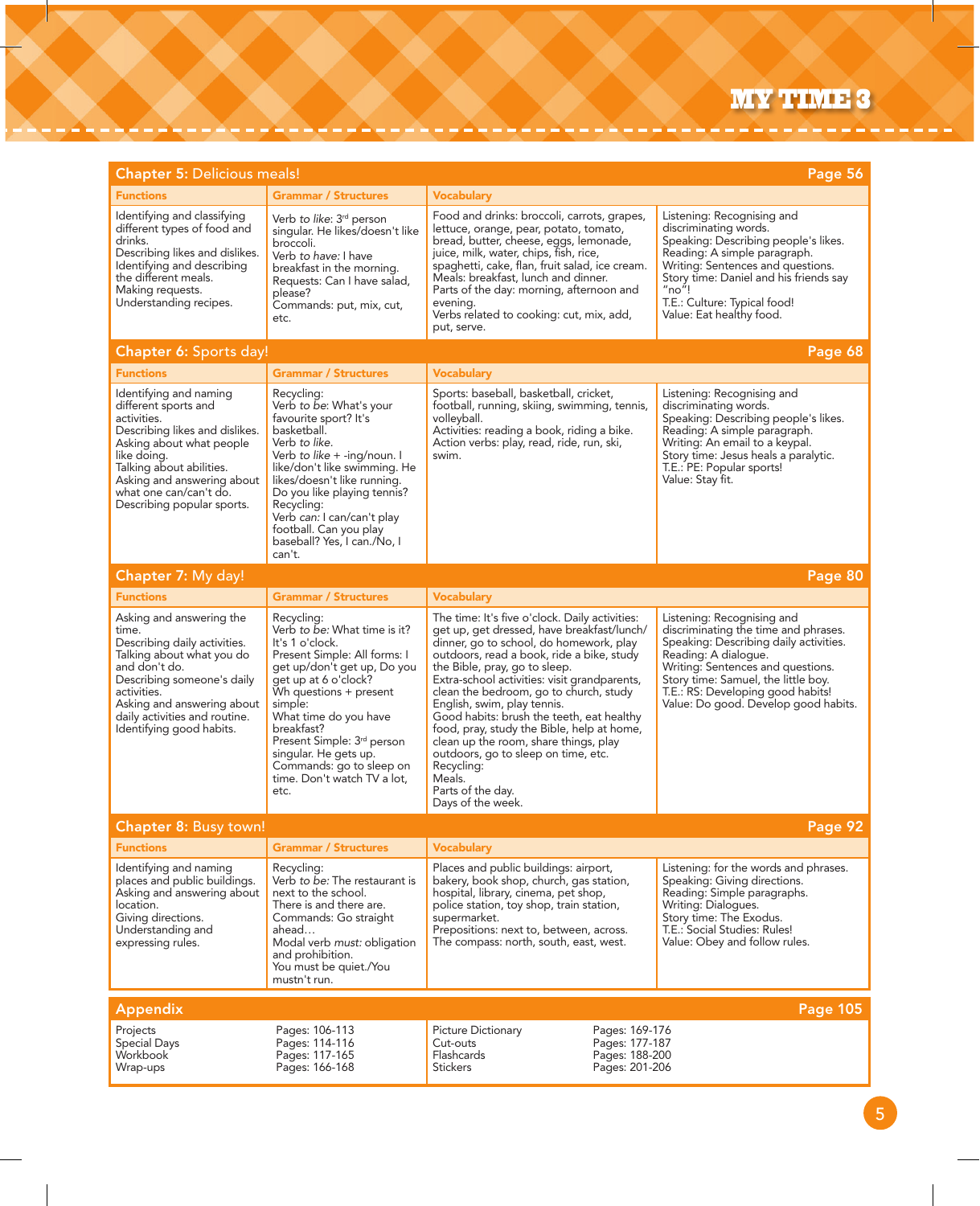MY TIME 3

## Chapter 5: Delicious meals! — Page 56

| Functions | Grammar / Structures | Vocabulary | |
|---|---|---|---|
| Identifying and classifying different types of food and drinks.<br>Describing likes and dislikes.<br>Identifying and describing the different meals.<br>Making requests.<br>Understanding recipes. | Verb *to like*: 3rd person singular. He likes/doesn't like broccoli.<br>Verb *to have:* I have breakfast in the morning.<br>Requests: Can I have salad, please?<br>Commands: put, mix, cut, etc. | Food and drinks: broccoli, carrots, grapes, lettuce, orange, pear, potato, tomato, bread, butter, cheese, eggs, lemonade, juice, milk, water, chips, fish, rice, spaghetti, cake, flan, fruit salad, ice cream.<br>Meals: breakfast, lunch and dinner.<br>Parts of the day: morning, afternoon and evening.<br>Verbs related to cooking: cut, mix, add, put, serve. | Listening: Recognising and discriminating words.<br>Speaking: Describing people's likes.<br>Reading: A simple paragraph.<br>Writing: Sentences and questions.<br>Story time: Daniel and his friends say "no"!<br>T.E.: Culture: Typical food!<br>Value: Eat healthy food. |

## Chapter 6: Sports day! — Page 68

| Functions | Grammar / Structures | Vocabulary | |
|---|---|---|---|
| Identifying and naming different sports and activities.<br>Describing likes and dislikes.<br>Asking about what people like doing.<br>Talking about abilities.<br>Asking and answering about what one can/can't do.<br>Describing popular sports. | Recycling:<br>Verb *to be*: What's your favourite sport? It's basketball.<br>Verb *to like*.<br>Verb *to like* + -ing/noun. I like/don't like swimming. He likes/doesn't like running.<br>Do you like playing tennis?<br>Recycling:<br>Verb *can:* I can/can't play football. Can you play baseball? Yes, I can./No, I can't. | Sports: baseball, basketball, cricket, football, running, skiing, swimming, tennis, volleyball.<br>Activities: reading a book, riding a bike.<br>Action verbs: play, read, ride, run, ski, swim. | Listening: Recognising and discriminating words.<br>Speaking: Describing people's likes.<br>Reading: A simple paragraph.<br>Writing: An email to a keypal.<br>Story time: Jesus heals a paralytic.<br>T.E.: PE: Popular sports!<br>Value: Stay fit. |

## Chapter 7: My day! — Page 80

| Functions | Grammar / Structures | Vocabulary | |
|---|---|---|---|
| Asking and answering the time.<br>Describing daily activities.<br>Talking about what you do and don't do.<br>Describing someone's daily activities.<br>Asking and answering about daily activities and routine.<br>Identifying good habits. | Recycling:<br>Verb *to be*: What time is it? It's 1 o'clock.<br>Present Simple: All forms: I get up/don't get up, Do you get up at 6 o'clock?<br>Wh questions + present simple:<br>What time do you have breakfast?<br>Present Simple: 3rd person singular. He gets up.<br>Commands: go to sleep on time. Don't watch TV a lot, etc. | The time: It's five o'clock. Daily activities: get up, get dressed, have breakfast/lunch/dinner, go to school, do homework, play outdoors, read a book, ride a bike, study the Bible, pray, go to sleep.<br>Extra-school activities: visit grandparents, clean the bedroom, go to church, study English, swim, play tennis.<br>Good habits: brush the teeth, eat healthy food, pray, study the Bible, help at home, clean up the room, share things, play outdoors, go to sleep on time, etc.<br>Recycling:<br>Meals.<br>Parts of the day.<br>Days of the week. | Listening: Recognising and discriminating the time and phrases.<br>Speaking: Describing daily activities.<br>Reading: A dialogue.<br>Writing: Sentences and questions.<br>Story time: Samuel, the little boy.<br>T.E.: RS: Developing good habits!<br>Value: Do good. Develop good habits. |

## Chapter 8: Busy town! — Page 92

| Functions | Grammar / Structures | Vocabulary | |
|---|---|---|---|
| Identifying and naming places and public buildings.<br>Asking and answering about location.<br>Giving directions.<br>Understanding and expressing rules. | Recycling:<br>Verb *to be*: The restaurant is next to the school.<br>There is and there are.<br>Commands: Go straight ahead…<br>Modal verb *must:* obligation and prohibition.<br>You must be quiet./You mustn't run. | Places and public buildings: airport, bakery, book shop, church, gas station, hospital, library, cinema, pet shop, police station, toy shop, train station, supermarket.<br>Prepositions: next to, between, across.<br>The compass: north, south, east, west. | Listening: for the words and phrases.<br>Speaking: Giving directions.<br>Reading: Simple paragraphs.<br>Writing: Dialogues.<br>Story time: The Exodus.<br>T.E.: Social Studies: Rules!<br>Value: Obey and follow rules. |

## Appendix — Page 105

| | | | |
|---|---|---|---|
| Projects | Pages: 106-113 | Picture Dictionary | Pages: 169-176 |
| Special Days | Pages: 114-116 | Cut-outs | Pages: 177-187 |
| Workbook | Pages: 117-165 | Flashcards | Pages: 188-200 |
| Wrap-ups | Pages: 166-168 | Stickers | Pages: 201-206 |